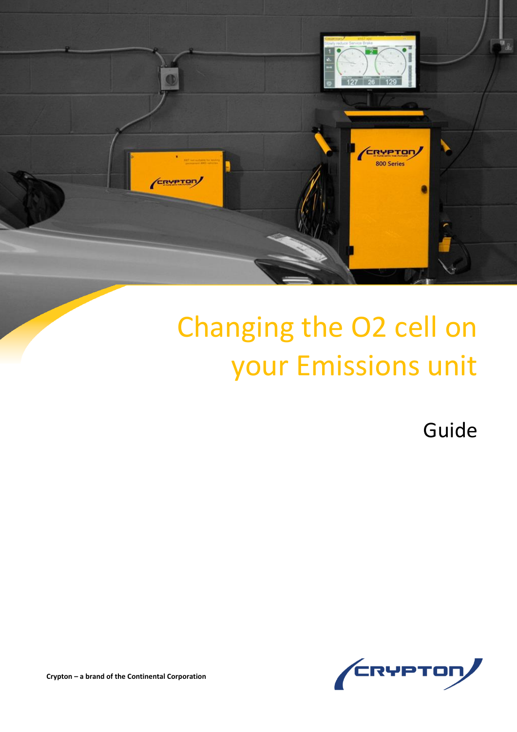# Changing the O2 cell on your Emissions unit

Guide

**Crypton – a brand of the Continental Corporation**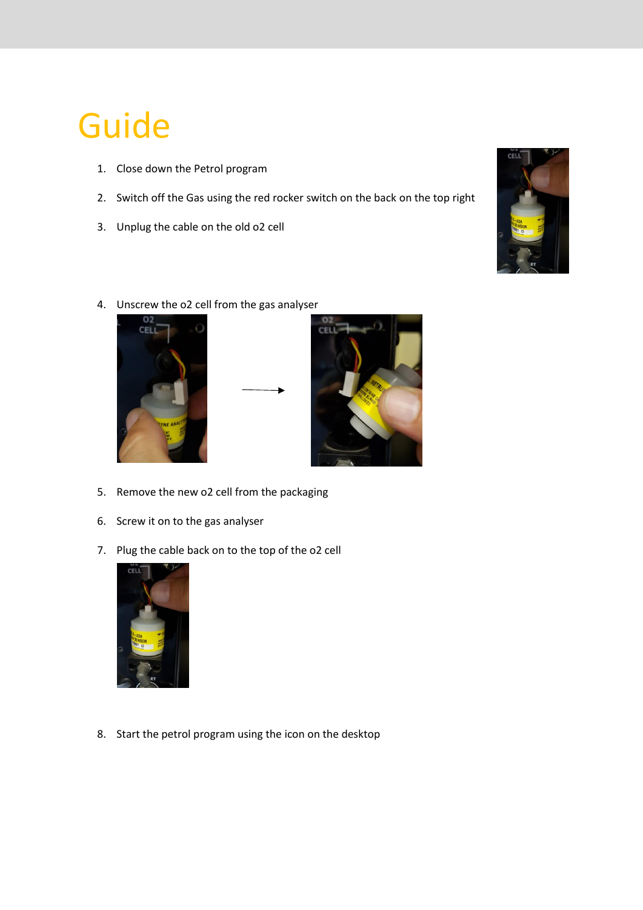# Guide

1. Close down the Petrol program
2. Switch off the Gas using the red rocker switch on the back on the top right
3. Unplug the cable on the old o2 cell
4. Unscrew the o2 cell from the gas analyser
5. Remove the new o2 cell from the packaging
6. Screw it on to the gas analyser
7. Plug the cable back on to the top of the o2 cell
8. Start the petrol program using the icon on the desktop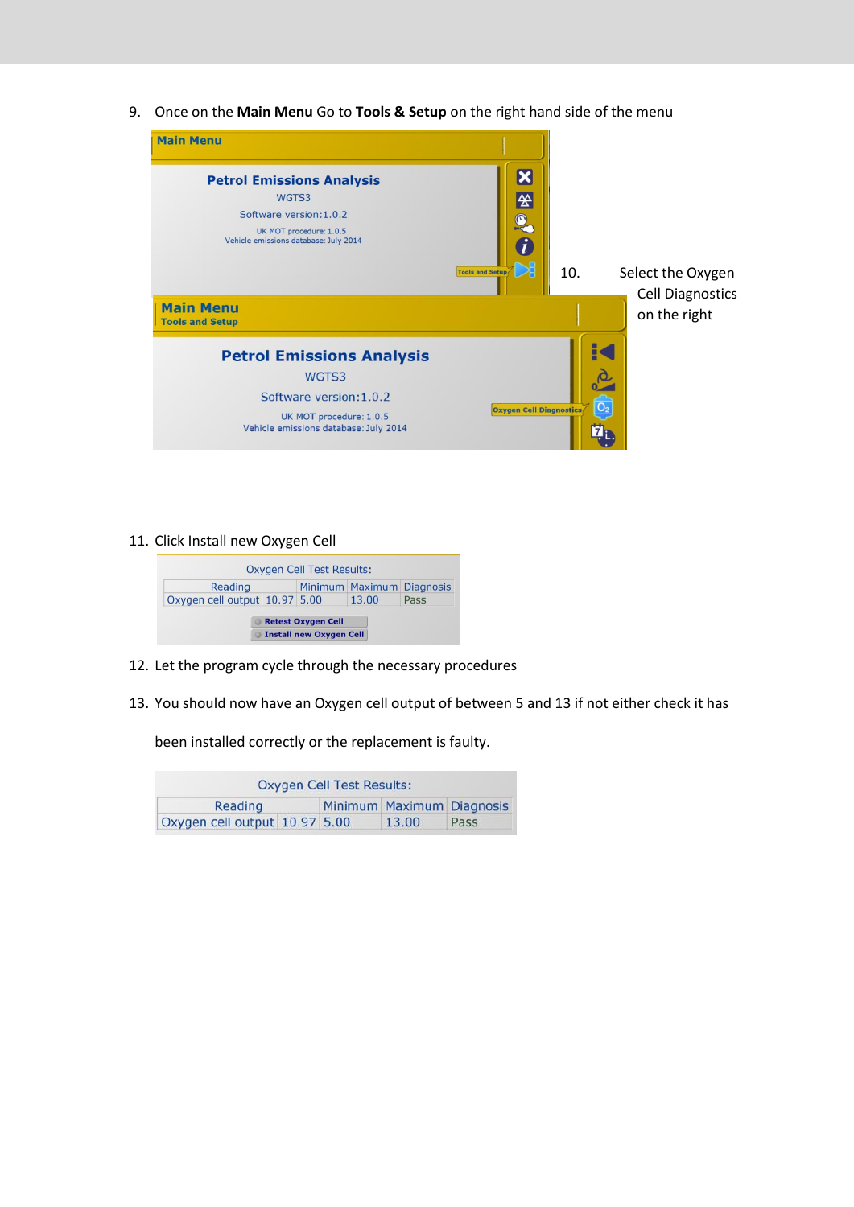9. Once on the **Main Menu** Go to **Tools & Setup** on the right hand side of the menu

Main Menu

Petrol Emissions Analysis
WGTS3
Software version:1.0.2
UK MOT procedure: 1.0.5
Vehicle emissions database: July 2014

Tools and Setup

10. Select the Oxygen Cell Diagnostics on the right

Main Menu
Tools and Setup

Petrol Emissions Analysis
WGTS3
Software version:1.0.2
UK MOT procedure: 1.0.5
Vehicle emissions database: July 2014

Oxygen Cell Diagnostics

11. Click Install new Oxygen Cell

Oxygen Cell Test Results:

| Reading | | Minimum | Maximum | Diagnosis |
|---|---|---|---|---|
| Oxygen cell output | 10.97 | 5.00 | 13.00 | Pass |

Retest Oxygen Cell
Install new Oxygen Cell

12. Let the program cycle through the necessary procedures

13. You should now have an Oxygen cell output of between 5 and 13 if not either check it has been installed correctly or the replacement is faulty.

Oxygen Cell Test Results:

| Reading | | Minimum | Maximum | Diagnosis |
|---|---|---|---|---|
| Oxygen cell output | 10.97 | 5.00 | 13.00 | Pass |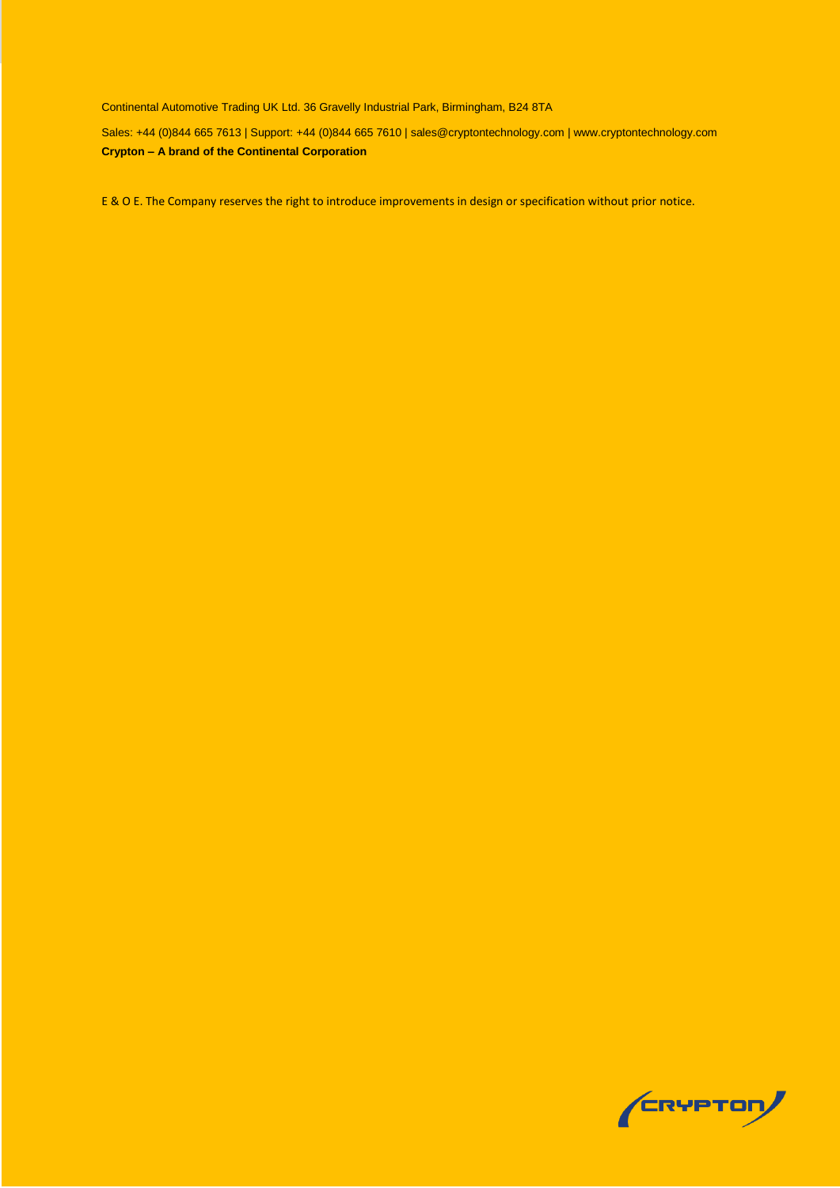Continental Automotive Trading UK Ltd. 36 Gravelly Industrial Park, Birmingham, B24 8TA

Sales: +44 (0)844 665 7613 | Support: +44 (0)844 665 7610 | sales@cryptontechnology.com | www.cryptontechnology.com

**Crypton – A brand of the Continental Corporation**

E & O E. The Company reserves the right to introduce improvements in design or specification without prior notice.